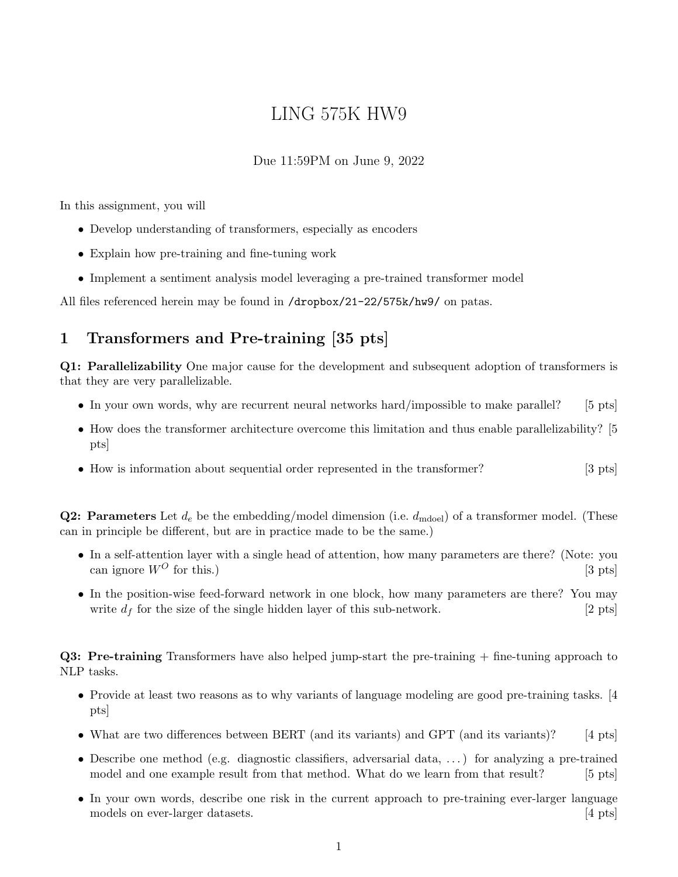# LING 575K HW9

Due 11:59PM on June 9, 2022

In this assignment, you will

- Develop understanding of transformers, especially as encoders
- Explain how pre-training and fine-tuning work
- Implement a sentiment analysis model leveraging a pre-trained transformer model

All files referenced herein may be found in `/dropbox/21-22/575k/hw9/` on patas.

## 1 Transformers and Pre-training [35 pts]

**Q1: Parallelizability** One major cause for the development and subsequent adoption of transformers is that they are very parallelizable.

- In your own words, why are recurrent neural networks hard/impossible to make parallel? [5 pts]
- How does the transformer architecture overcome this limitation and thus enable parallelizability? [5 pts]
- How is information about sequential order represented in the transformer? [3 pts]

**Q2: Parameters** Let $d_e$ be the embedding/model dimension (i.e. $d_{\text{mdoel}}$) of a transformer model. (These can in principle be different, but are in practice made to be the same.)

- In a self-attention layer with a single head of attention, how many parameters are there? (Note: you can ignore $W^O$ for this.) [3 pts]
- In the position-wise feed-forward network in one block, how many parameters are there? You may write $d_f$ for the size of the single hidden layer of this sub-network. [2 pts]

**Q3: Pre-training** Transformers have also helped jump-start the pre-training + fine-tuning approach to NLP tasks.

- Provide at least two reasons as to why variants of language modeling are good pre-training tasks. [4 pts]
- What are two differences between BERT (and its variants) and GPT (and its variants)? [4 pts]
- Describe one method (e.g. diagnostic classifiers, adversarial data, ...) for analyzing a pre-trained model and one example result from that method. What do we learn from that result? [5 pts]
- In your own words, describe one risk in the current approach to pre-training ever-larger language models on ever-larger datasets. [4 pts]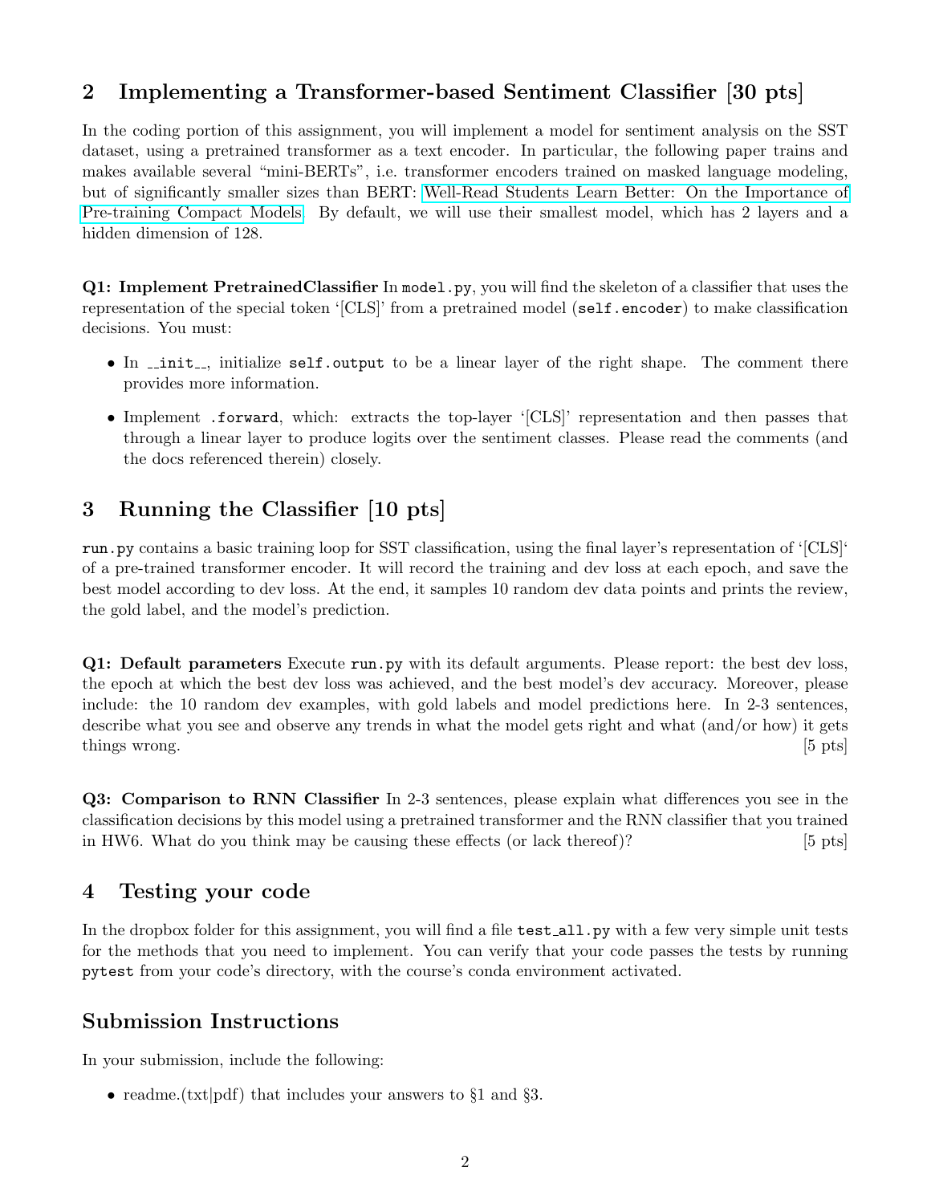## 2 Implementing a Transformer-based Sentiment Classifier [30 pts]

In the coding portion of this assignment, you will implement a model for sentiment analysis on the SST dataset, using a pretrained transformer as a text encoder. In particular, the following paper trains and makes available several "mini-BERTs", i.e. transformer encoders trained on masked language modeling, but of significantly smaller sizes than BERT: Well-Read Students Learn Better: On the Importance of Pre-training Compact Models. By default, we will use their smallest model, which has 2 layers and a hidden dimension of 128.

**Q1: Implement PretrainedClassifier** In `model.py`, you will find the skeleton of a classifier that uses the representation of the special token '[CLS]' from a pretrained model (`self.encoder`) to make classification decisions. You must:

- In `__init__`, initialize `self.output` to be a linear layer of the right shape. The comment there provides more information.
- Implement `.forward`, which: extracts the top-layer '[CLS]' representation and then passes that through a linear layer to produce logits over the sentiment classes. Please read the comments (and the docs referenced therein) closely.

## 3 Running the Classifier [10 pts]

`run.py` contains a basic training loop for SST classification, using the final layer's representation of '[CLS]' of a pre-trained transformer encoder. It will record the training and dev loss at each epoch, and save the best model according to dev loss. At the end, it samples 10 random dev data points and prints the review, the gold label, and the model's prediction.

**Q1: Default parameters** Execute `run.py` with its default arguments. Please report: the best dev loss, the epoch at which the best dev loss was achieved, and the best model's dev accuracy. Moreover, please include: the 10 random dev examples, with gold labels and model predictions here. In 2-3 sentences, describe what you see and observe any trends in what the model gets right and what (and/or how) it gets things wrong. [5 pts]

**Q3: Comparison to RNN Classifier** In 2-3 sentences, please explain what differences you see in the classification decisions by this model using a pretrained transformer and the RNN classifier that you trained in HW6. What do you think may be causing these effects (or lack thereof)? [5 pts]

## 4 Testing your code

In the dropbox folder for this assignment, you will find a file `test_all.py` with a few very simple unit tests for the methods that you need to implement. You can verify that your code passes the tests by running `pytest` from your code's directory, with the course's conda environment activated.

## Submission Instructions

In your submission, include the following:

- readme.(txt|pdf) that includes your answers to §1 and §3.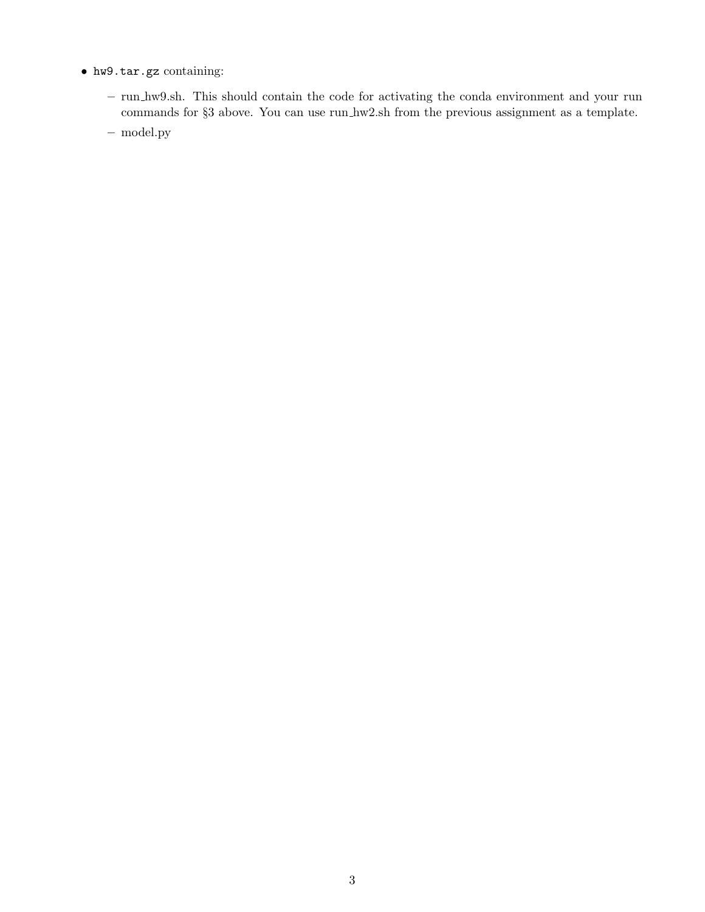- `hw9.tar.gz` containing:
  - run_hw9.sh. This should contain the code for activating the conda environment and your run commands for §3 above. You can use run_hw2.sh from the previous assignment as a template.
  - model.py